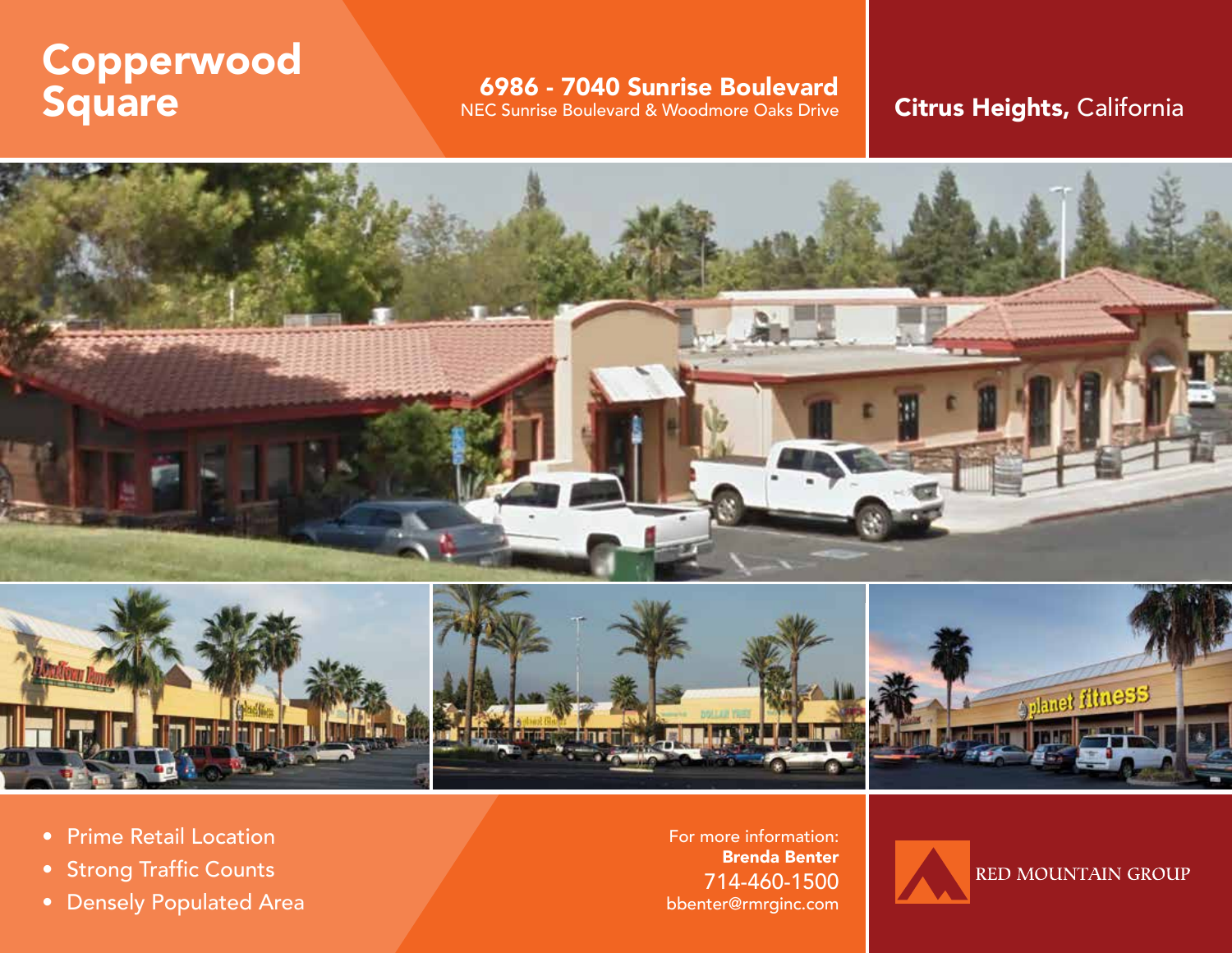# Copperwood Square

**6986 - 7040 Sunrise Boulevard**
NEC Sunrise Boulevard & Woodmore Oaks Drive

**Citrus Heights,** California

- Prime Retail Location
- Strong Traffic Counts
- Densely Populated Area

For more information:
**Brenda Benter**
714-460-1500
bbenter@rmrginc.com

RED MOUNTAIN GROUP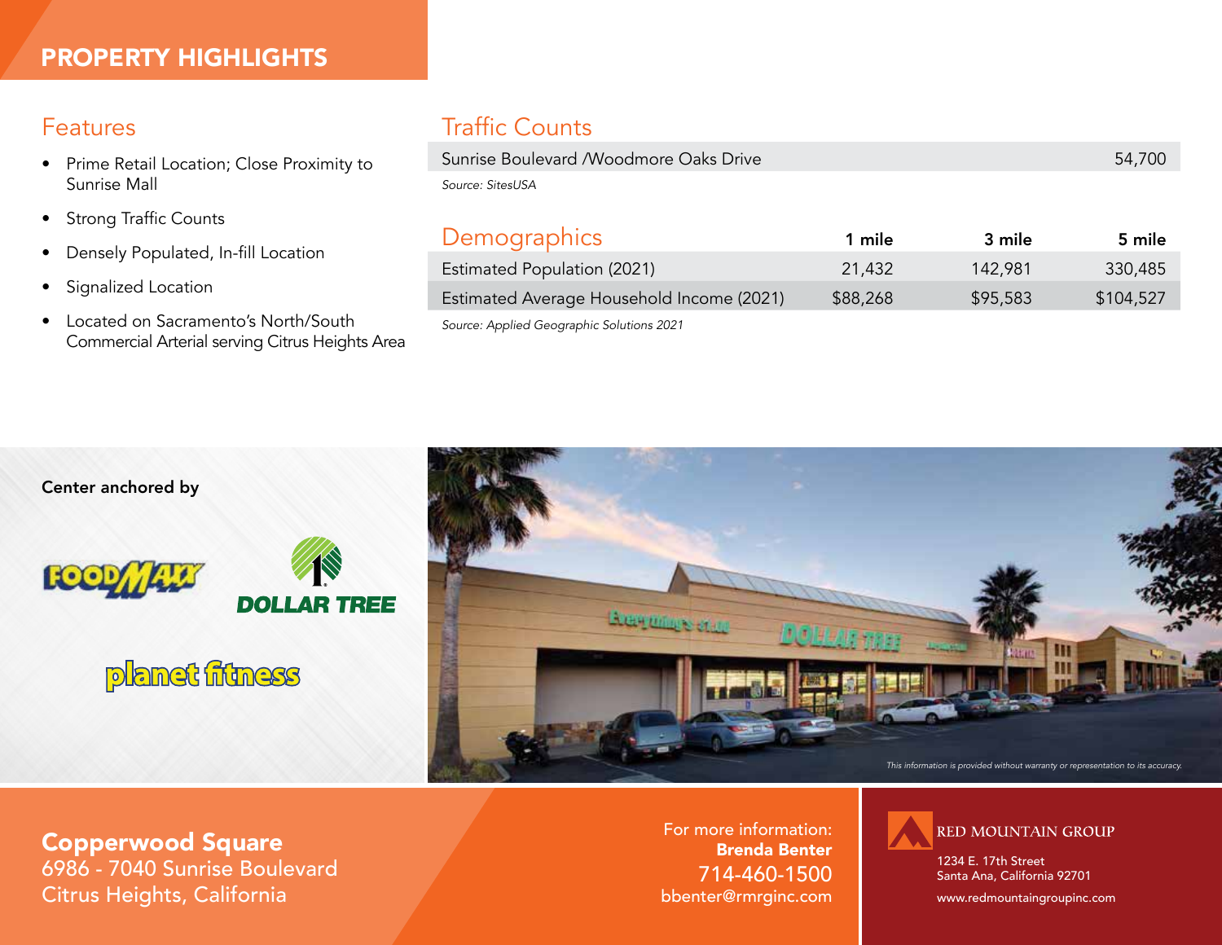## PROPERTY HIGHLIGHTS

### Features

- Prime Retail Location; Close Proximity to Sunrise Mall
- Strong Traffic Counts
- Densely Populated, In-fill Location
- Signalized Location
- Located on Sacramento's North/South Commercial Arterial serving Citrus Heights Area

### Traffic Counts

| | |
|---|---|
| Sunrise Boulevard /Woodmore Oaks Drive | 54,700 |

*Source: SitesUSA*

### Demographics

| | 1 mile | 3 mile | 5 mile |
|---|---|---|---|
| Estimated Population (2021) | 21,432 | 142,981 | 330,485 |
| Estimated Average Household Income (2021) | $88,268 | $95,583 | $104,527 |

*Source: Applied Geographic Solutions 2021*

**Center anchored by**

FOODMAXX

DOLLAR TREE

planet fitness

*This information is provided without warranty or representation to its accuracy.*

**Copperwood Square**
6986 - 7040 Sunrise Boulevard
Citrus Heights, California

For more information:
**Brenda Benter**
714-460-1500
bbenter@rmrginc.com

RED MOUNTAIN GROUP
1234 E. 17th Street
Santa Ana, California 92701
www.redmountaingroupinc.com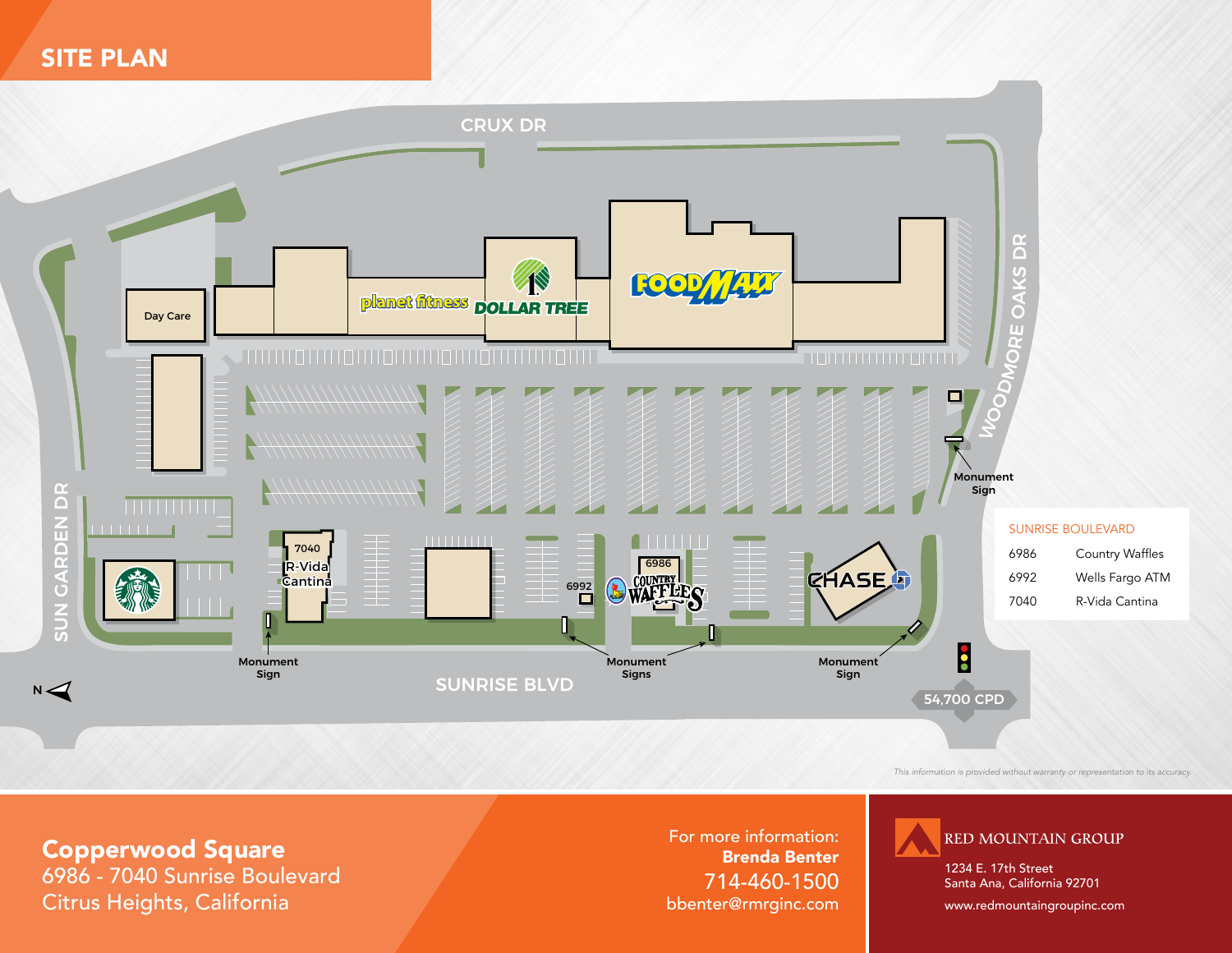## SITE PLAN

CRUX DR

WOODMORE OAKS DR

SUN GARDEN DR

SUNRISE BLVD

Day Care

planet fitness

DOLLAR TREE

FOODMAXX

7040 R-Vida Cantina

6992

6986 COUNTRY WAFFLES

CHASE

Monument Sign

Monument Signs

Monument Sign

Monument Sign

54,700 CPD

N

| SUNRISE BOULEVARD | |
|---|---|
| 6986 | Country Waffles |
| 6992 | Wells Fargo ATM |
| 7040 | R-Vida Cantina |

*This information is provided without warranty or representation to its accuracy.*

**Copperwood Square**
6986 - 7040 Sunrise Boulevard
Citrus Heights, California

For more information:
**Brenda Benter**
714-460-1500
bbenter@rmrginc.com

RED MOUNTAIN GROUP
1234 E. 17th Street
Santa Ana, California 92701
www.redmountaingroupinc.com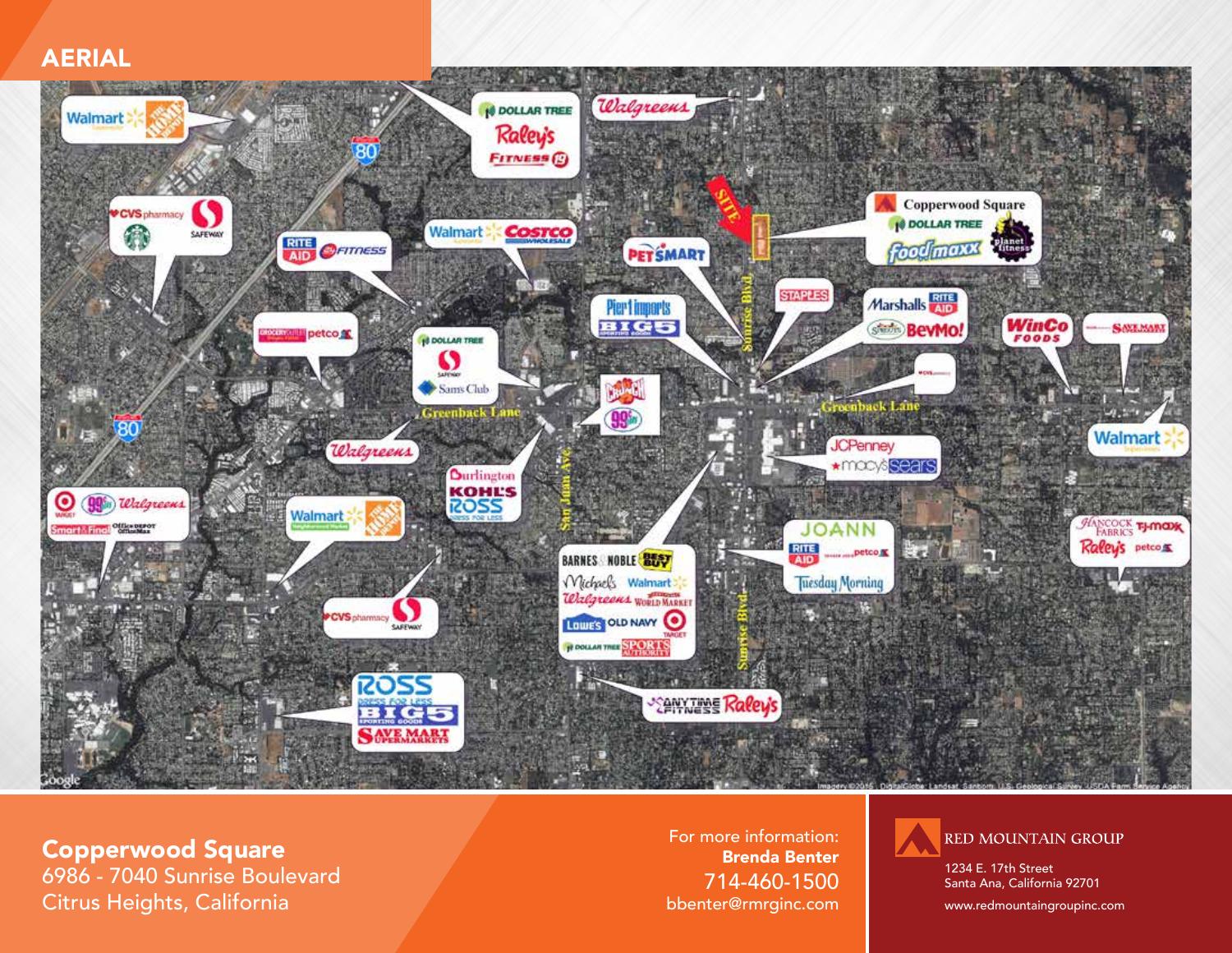# AERIAL

**Copperwood Square**
6986 - 7040 Sunrise Boulevard
Citrus Heights, California

For more information:
**Brenda Benter**
714-460-1500
bbenter@rmrginc.com

RED MOUNTAIN GROUP
1234 E. 17th Street
Santa Ana, California 92701
www.redmountaingroupinc.com